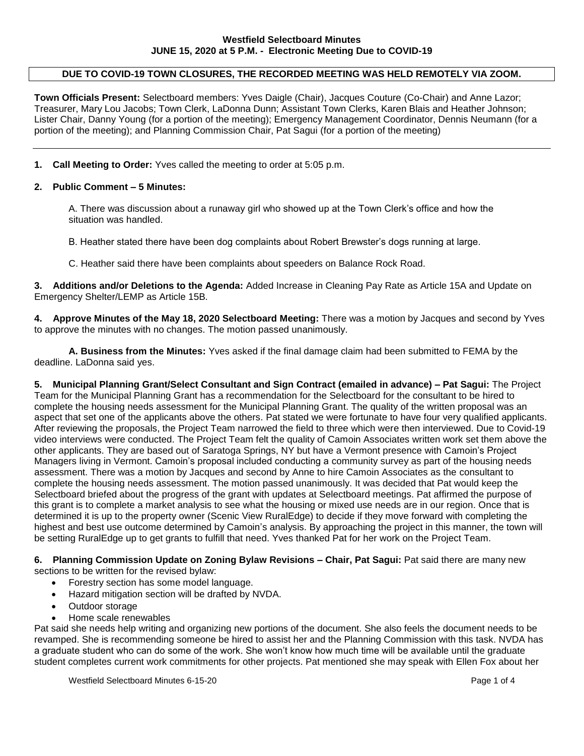**Westfield Selectboard Minutes**
**JUNE 15, 2020 at 5 P.M. - Electronic Meeting Due to COVID-19**

**DUE TO COVID-19 TOWN CLOSURES, THE RECORDED MEETING WAS HELD REMOTELY VIA ZOOM.**

**Town Officials Present:** Selectboard members: Yves Daigle (Chair), Jacques Couture (Co-Chair) and Anne Lazor; Treasurer, Mary Lou Jacobs; Town Clerk, LaDonna Dunn; Assistant Town Clerks, Karen Blais and Heather Johnson; Lister Chair, Danny Young (for a portion of the meeting); Emergency Management Coordinator, Dennis Neumann (for a portion of the meeting); and Planning Commission Chair, Pat Sagui (for a portion of the meeting)

---

**1. Call Meeting to Order:** Yves called the meeting to order at 5:05 p.m.

**2. Public Comment – 5 Minutes:**

A. There was discussion about a runaway girl who showed up at the Town Clerk's office and how the situation was handled.

B. Heather stated there have been dog complaints about Robert Brewster's dogs running at large.

C. Heather said there have been complaints about speeders on Balance Rock Road.

**3. Additions and/or Deletions to the Agenda:** Added Increase in Cleaning Pay Rate as Article 15A and Update on Emergency Shelter/LEMP as Article 15B.

**4. Approve Minutes of the May 18, 2020 Selectboard Meeting:** There was a motion by Jacques and second by Yves to approve the minutes with no changes. The motion passed unanimously.

**A. Business from the Minutes:** Yves asked if the final damage claim had been submitted to FEMA by the deadline. LaDonna said yes.

**5. Municipal Planning Grant/Select Consultant and Sign Contract (emailed in advance) – Pat Sagui:** The Project Team for the Municipal Planning Grant has a recommendation for the Selectboard for the consultant to be hired to complete the housing needs assessment for the Municipal Planning Grant. The quality of the written proposal was an aspect that set one of the applicants above the others. Pat stated we were fortunate to have four very qualified applicants. After reviewing the proposals, the Project Team narrowed the field to three which were then interviewed. Due to Covid-19 video interviews were conducted. The Project Team felt the quality of Camoin Associates written work set them above the other applicants. They are based out of Saratoga Springs, NY but have a Vermont presence with Camoin's Project Managers living in Vermont. Camoin's proposal included conducting a community survey as part of the housing needs assessment. There was a motion by Jacques and second by Anne to hire Camoin Associates as the consultant to complete the housing needs assessment. The motion passed unanimously. It was decided that Pat would keep the Selectboard briefed about the progress of the grant with updates at Selectboard meetings. Pat affirmed the purpose of this grant is to complete a market analysis to see what the housing or mixed use needs are in our region. Once that is determined it is up to the property owner (Scenic View RuralEdge) to decide if they move forward with completing the highest and best use outcome determined by Camoin's analysis. By approaching the project in this manner, the town will be setting RuralEdge up to get grants to fulfill that need. Yves thanked Pat for her work on the Project Team.

**6. Planning Commission Update on Zoning Bylaw Revisions – Chair, Pat Sagui:** Pat said there are many new sections to be written for the revised bylaw:

- Forestry section has some model language.
- Hazard mitigation section will be drafted by NVDA.
- Outdoor storage
- Home scale renewables

Pat said she needs help writing and organizing new portions of the document. She also feels the document needs to be revamped. She is recommending someone be hired to assist her and the Planning Commission with this task. NVDA has a graduate student who can do some of the work. She won't know how much time will be available until the graduate student completes current work commitments for other projects. Pat mentioned she may speak with Ellen Fox about her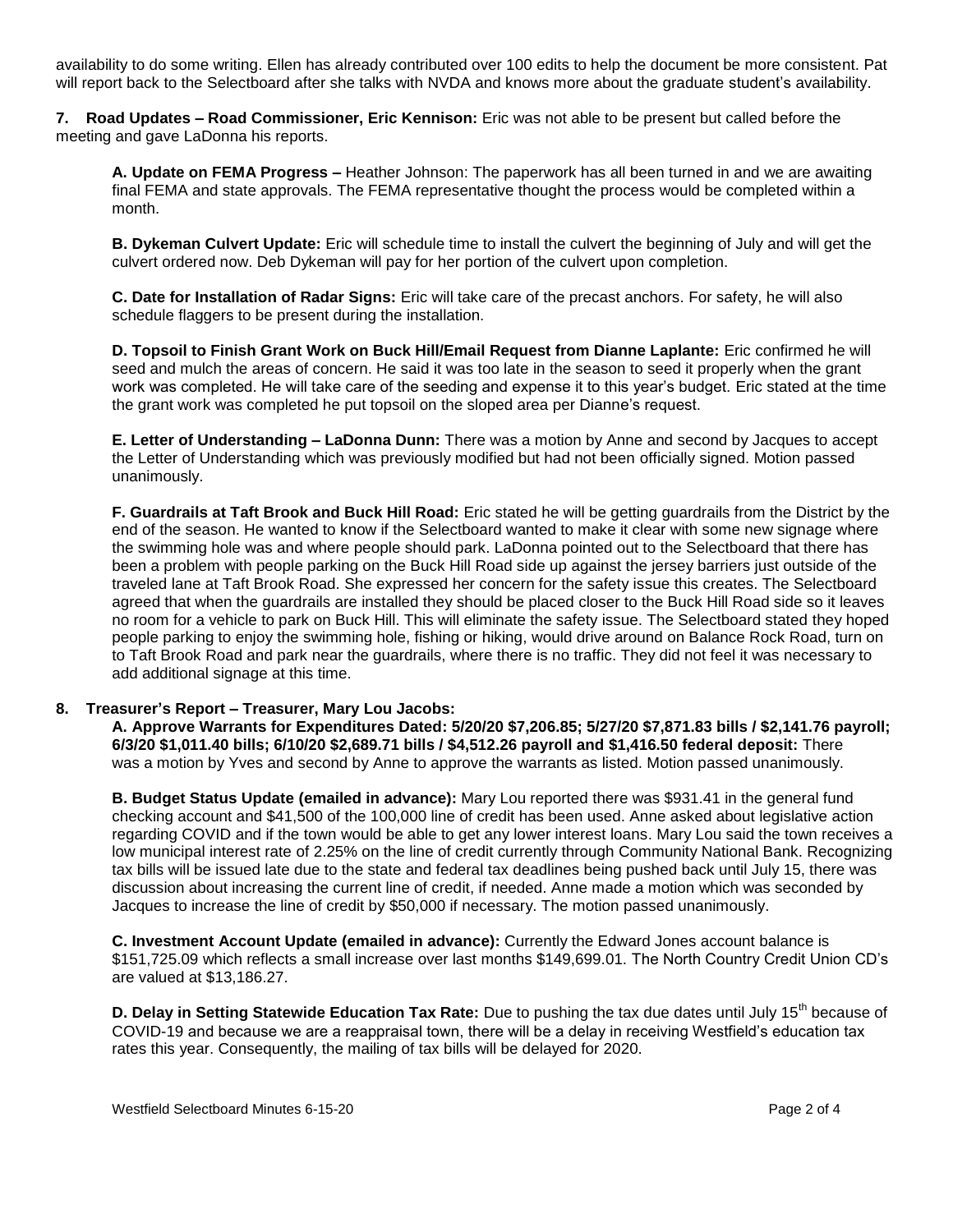availability to do some writing. Ellen has already contributed over 100 edits to help the document be more consistent. Pat will report back to the Selectboard after she talks with NVDA and knows more about the graduate student's availability.

**7. Road Updates – Road Commissioner, Eric Kennison:** Eric was not able to be present but called before the meeting and gave LaDonna his reports.

**A. Update on FEMA Progress –** Heather Johnson: The paperwork has all been turned in and we are awaiting final FEMA and state approvals. The FEMA representative thought the process would be completed within a month.

**B. Dykeman Culvert Update:** Eric will schedule time to install the culvert the beginning of July and will get the culvert ordered now. Deb Dykeman will pay for her portion of the culvert upon completion.

**C. Date for Installation of Radar Signs:** Eric will take care of the precast anchors. For safety, he will also schedule flaggers to be present during the installation.

**D. Topsoil to Finish Grant Work on Buck Hill/Email Request from Dianne Laplante:** Eric confirmed he will seed and mulch the areas of concern. He said it was too late in the season to seed it properly when the grant work was completed. He will take care of the seeding and expense it to this year's budget. Eric stated at the time the grant work was completed he put topsoil on the sloped area per Dianne's request.

**E. Letter of Understanding – LaDonna Dunn:** There was a motion by Anne and second by Jacques to accept the Letter of Understanding which was previously modified but had not been officially signed. Motion passed unanimously.

**F. Guardrails at Taft Brook and Buck Hill Road:** Eric stated he will be getting guardrails from the District by the end of the season. He wanted to know if the Selectboard wanted to make it clear with some new signage where the swimming hole was and where people should park. LaDonna pointed out to the Selectboard that there has been a problem with people parking on the Buck Hill Road side up against the jersey barriers just outside of the traveled lane at Taft Brook Road. She expressed her concern for the safety issue this creates. The Selectboard agreed that when the guardrails are installed they should be placed closer to the Buck Hill Road side so it leaves no room for a vehicle to park on Buck Hill. This will eliminate the safety issue. The Selectboard stated they hoped people parking to enjoy the swimming hole, fishing or hiking, would drive around on Balance Rock Road, turn on to Taft Brook Road and park near the guardrails, where there is no traffic. They did not feel it was necessary to add additional signage at this time.

**8. Treasurer's Report – Treasurer, Mary Lou Jacobs:**

**A. Approve Warrants for Expenditures Dated: 5/20/20 $7,206.85; 5/27/20 $7,871.83 bills / $2,141.76 payroll; 6/3/20 $1,011.40 bills; 6/10/20 $2,689.71 bills / $4,512.26 payroll and $1,416.50 federal deposit:** There was a motion by Yves and second by Anne to approve the warrants as listed. Motion passed unanimously.

**B. Budget Status Update (emailed in advance):** Mary Lou reported there was $931.41 in the general fund checking account and $41,500 of the 100,000 line of credit has been used. Anne asked about legislative action regarding COVID and if the town would be able to get any lower interest loans. Mary Lou said the town receives a low municipal interest rate of 2.25% on the line of credit currently through Community National Bank. Recognizing tax bills will be issued late due to the state and federal tax deadlines being pushed back until July 15, there was discussion about increasing the current line of credit, if needed. Anne made a motion which was seconded by Jacques to increase the line of credit by $50,000 if necessary. The motion passed unanimously.

**C. Investment Account Update (emailed in advance):** Currently the Edward Jones account balance is $151,725.09 which reflects a small increase over last months $149,699.01. The North Country Credit Union CD's are valued at $13,186.27.

**D. Delay in Setting Statewide Education Tax Rate:** Due to pushing the tax due dates until July 15th because of COVID-19 and because we are a reappraisal town, there will be a delay in receiving Westfield's education tax rates this year. Consequently, the mailing of tax bills will be delayed for 2020.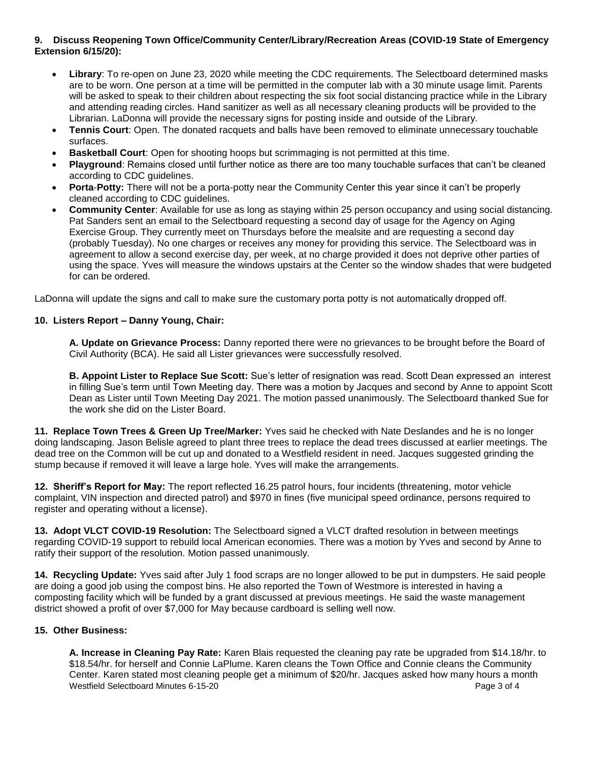**9. Discuss Reopening Town Office/Community Center/Library/Recreation Areas (COVID-19 State of Emergency Extension 6/15/20):**

- **Library**: To re-open on June 23, 2020 while meeting the CDC requirements. The Selectboard determined masks are to be worn. One person at a time will be permitted in the computer lab with a 30 minute usage limit. Parents will be asked to speak to their children about respecting the six foot social distancing practice while in the Library and attending reading circles. Hand sanitizer as well as all necessary cleaning products will be provided to the Librarian. LaDonna will provide the necessary signs for posting inside and outside of the Library.
- **Tennis Court**: Open. The donated racquets and balls have been removed to eliminate unnecessary touchable surfaces.
- **Basketball Court**: Open for shooting hoops but scrimmaging is not permitted at this time.
- **Playground**: Remains closed until further notice as there are too many touchable surfaces that can't be cleaned according to CDC guidelines.
- **Porta-Potty:** There will not be a porta-potty near the Community Center this year since it can't be properly cleaned according to CDC guidelines.
- **Community Center**: Available for use as long as staying within 25 person occupancy and using social distancing. Pat Sanders sent an email to the Selectboard requesting a second day of usage for the Agency on Aging Exercise Group. They currently meet on Thursdays before the mealsite and are requesting a second day (probably Tuesday). No one charges or receives any money for providing this service. The Selectboard was in agreement to allow a second exercise day, per week, at no charge provided it does not deprive other parties of using the space. Yves will measure the windows upstairs at the Center so the window shades that were budgeted for can be ordered.

LaDonna will update the signs and call to make sure the customary porta potty is not automatically dropped off.

**10. Listers Report – Danny Young, Chair:**

**A. Update on Grievance Process:** Danny reported there were no grievances to be brought before the Board of Civil Authority (BCA). He said all Lister grievances were successfully resolved.

**B. Appoint Lister to Replace Sue Scott:** Sue's letter of resignation was read. Scott Dean expressed an interest in filling Sue's term until Town Meeting day. There was a motion by Jacques and second by Anne to appoint Scott Dean as Lister until Town Meeting Day 2021. The motion passed unanimously. The Selectboard thanked Sue for the work she did on the Lister Board.

**11. Replace Town Trees & Green Up Tree/Marker:** Yves said he checked with Nate Deslandes and he is no longer doing landscaping. Jason Belisle agreed to plant three trees to replace the dead trees discussed at earlier meetings. The dead tree on the Common will be cut up and donated to a Westfield resident in need. Jacques suggested grinding the stump because if removed it will leave a large hole. Yves will make the arrangements.

**12. Sheriff's Report for May:** The report reflected 16.25 patrol hours, four incidents (threatening, motor vehicle complaint, VIN inspection and directed patrol) and $970 in fines (five municipal speed ordinance, persons required to register and operating without a license).

**13. Adopt VLCT COVID-19 Resolution:** The Selectboard signed a VLCT drafted resolution in between meetings regarding COVID-19 support to rebuild local American economies. There was a motion by Yves and second by Anne to ratify their support of the resolution. Motion passed unanimously.

**14. Recycling Update:** Yves said after July 1 food scraps are no longer allowed to be put in dumpsters. He said people are doing a good job using the compost bins. He also reported the Town of Westmore is interested in having a composting facility which will be funded by a grant discussed at previous meetings. He said the waste management district showed a profit of over $7,000 for May because cardboard is selling well now.

**15. Other Business:**

**A. Increase in Cleaning Pay Rate:** Karen Blais requested the cleaning pay rate be upgraded from $14.18/hr. to $18.54/hr. for herself and Connie LaPlume. Karen cleans the Town Office and Connie cleans the Community Center. Karen stated most cleaning people get a minimum of $20/hr. Jacques asked how many hours a month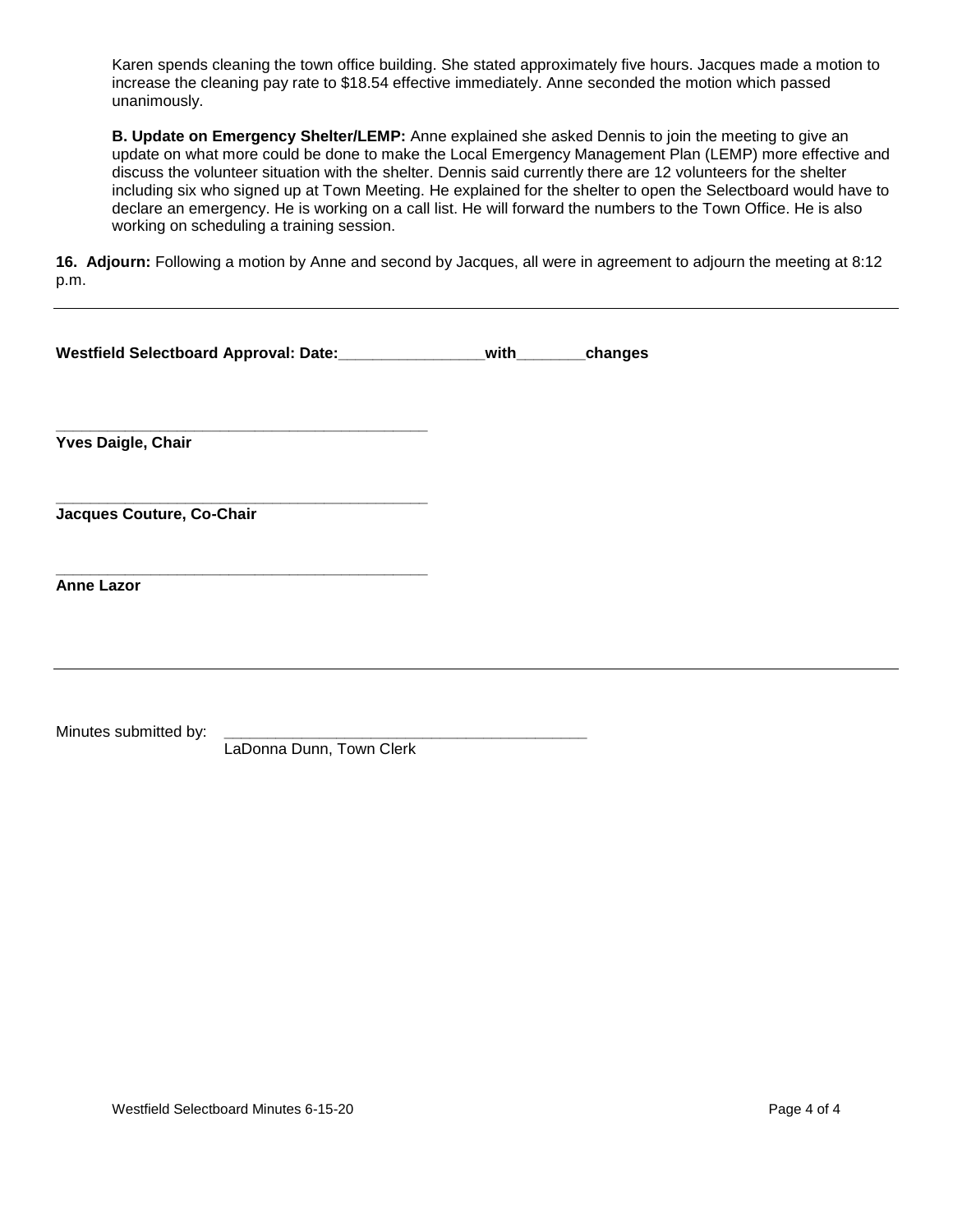Karen spends cleaning the town office building. She stated approximately five hours. Jacques made a motion to increase the cleaning pay rate to $18.54 effective immediately. Anne seconded the motion which passed unanimously.

**B. Update on Emergency Shelter/LEMP:** Anne explained she asked Dennis to join the meeting to give an update on what more could be done to make the Local Emergency Management Plan (LEMP) more effective and discuss the volunteer situation with the shelter. Dennis said currently there are 12 volunteers for the shelter including six who signed up at Town Meeting. He explained for the shelter to open the Selectboard would have to declare an emergency. He is working on a call list. He will forward the numbers to the Town Office. He is also working on scheduling a training session.

**16. Adjourn:** Following a motion by Anne and second by Jacques, all were in agreement to adjourn the meeting at 8:12 p.m.

---

**Westfield Selectboard Approval: Date:________________with________changes**

_____________________________________________
**Yves Daigle, Chair**

_____________________________________________
**Jacques Couture, Co-Chair**

_____________________________________________
**Anne Lazor**

---

Minutes submitted by: _________________________________________
LaDonna Dunn, Town Clerk